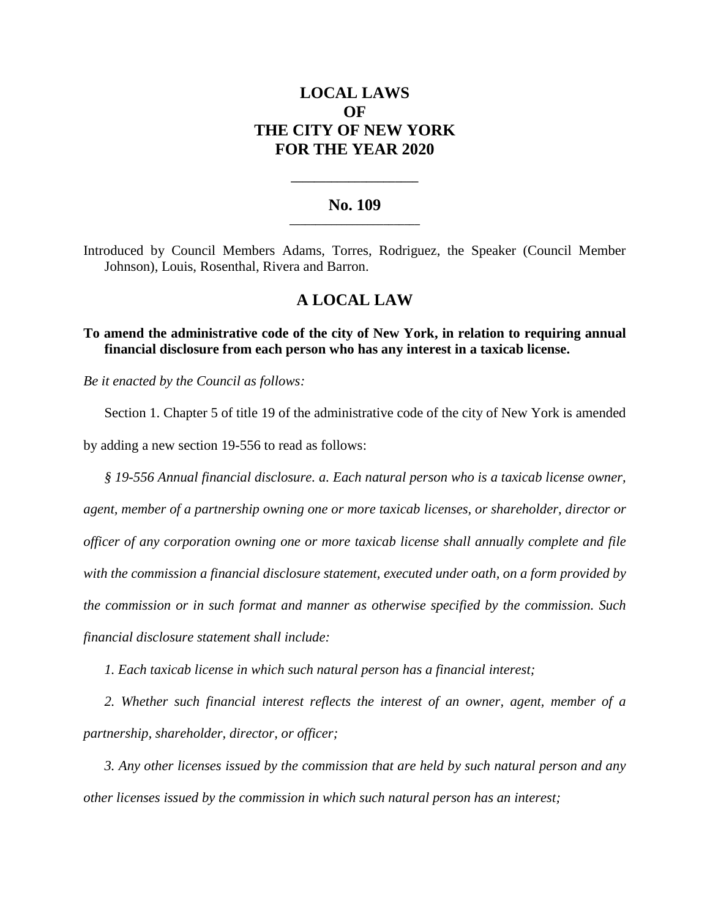# LOCAL LAWS
# OF
# THE CITY OF NEW YORK
# FOR THE YEAR 2020

---

## No. 109

---

Introduced by Council Members Adams, Torres, Rodriguez, the Speaker (Council Member Johnson), Louis, Rosenthal, Rivera and Barron.

## A LOCAL LAW

**To amend the administrative code of the city of New York, in relation to requiring annual financial disclosure from each person who has any interest in a taxicab license.**

*Be it enacted by the Council as follows:*

Section 1. Chapter 5 of title 19 of the administrative code of the city of New York is amended by adding a new section 19-556 to read as follows:

*§ 19-556 Annual financial disclosure. a. Each natural person who is a taxicab license owner, agent, member of a partnership owning one or more taxicab licenses, or shareholder, director or officer of any corporation owning one or more taxicab license shall annually complete and file with the commission a financial disclosure statement, executed under oath, on a form provided by the commission or in such format and manner as otherwise specified by the commission. Such financial disclosure statement shall include:*

*1. Each taxicab license in which such natural person has a financial interest;*

*2. Whether such financial interest reflects the interest of an owner, agent, member of a partnership, shareholder, director, or officer;*

*3. Any other licenses issued by the commission that are held by such natural person and any other licenses issued by the commission in which such natural person has an interest;*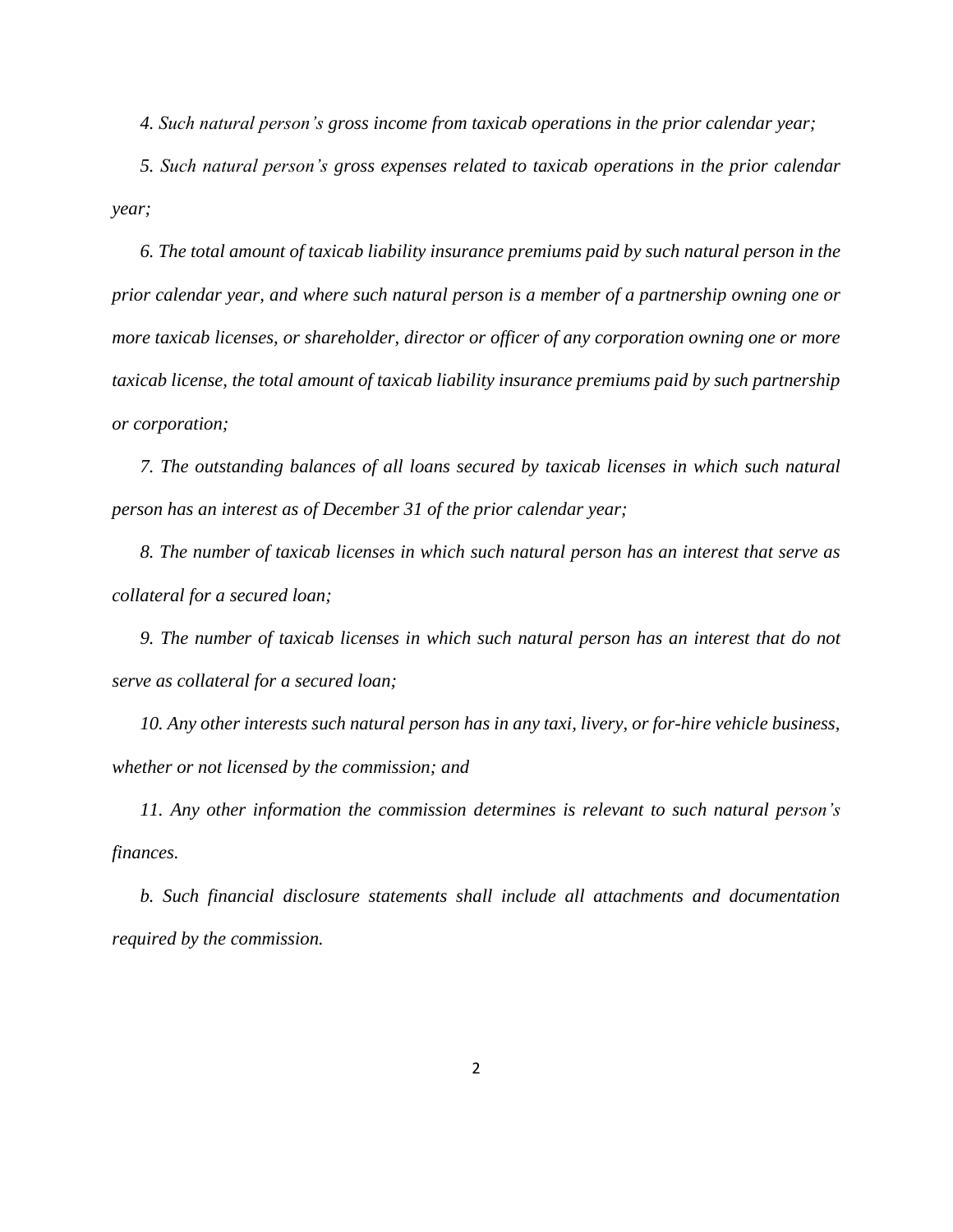*4. Such natural person's gross income from taxicab operations in the prior calendar year;*

*5. Such natural person's gross expenses related to taxicab operations in the prior calendar year;*

*6. The total amount of taxicab liability insurance premiums paid by such natural person in the prior calendar year, and where such natural person is a member of a partnership owning one or more taxicab licenses, or shareholder, director or officer of any corporation owning one or more taxicab license, the total amount of taxicab liability insurance premiums paid by such partnership or corporation;*

*7. The outstanding balances of all loans secured by taxicab licenses in which such natural person has an interest as of December 31 of the prior calendar year;*

*8. The number of taxicab licenses in which such natural person has an interest that serve as collateral for a secured loan;*

*9. The number of taxicab licenses in which such natural person has an interest that do not serve as collateral for a secured loan;*

*10. Any other interests such natural person has in any taxi, livery, or for-hire vehicle business, whether or not licensed by the commission; and*

*11. Any other information the commission determines is relevant to such natural person's finances.*

*b. Such financial disclosure statements shall include all attachments and documentation required by the commission.*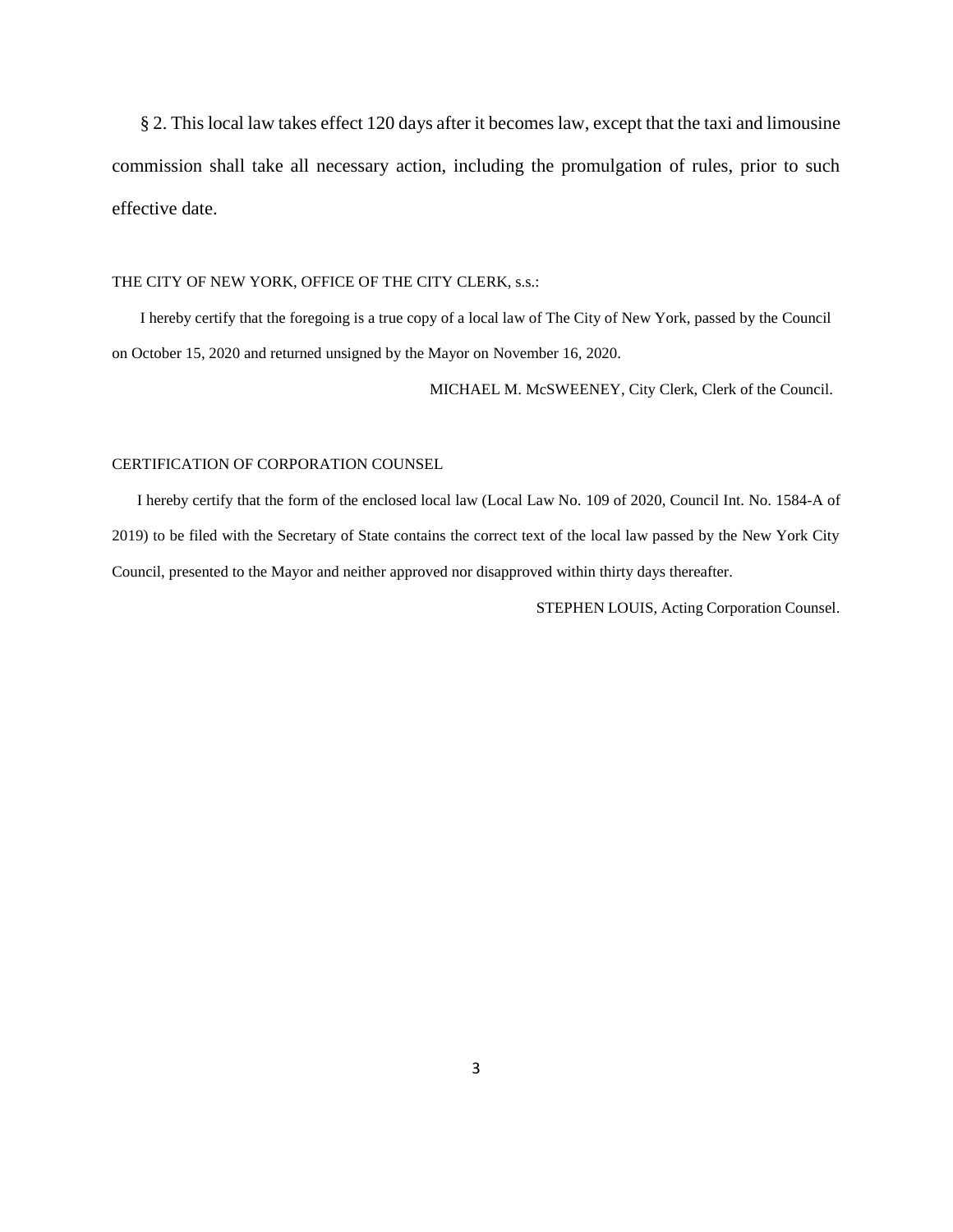§ 2. This local law takes effect 120 days after it becomes law, except that the taxi and limousine commission shall take all necessary action, including the promulgation of rules, prior to such effective date.

THE CITY OF NEW YORK, OFFICE OF THE CITY CLERK, s.s.:

I hereby certify that the foregoing is a true copy of a local law of The City of New York, passed by the Council on October 15, 2020 and returned unsigned by the Mayor on November 16, 2020.

MICHAEL M. McSWEENEY, City Clerk, Clerk of the Council.

CERTIFICATION OF CORPORATION COUNSEL

I hereby certify that the form of the enclosed local law (Local Law No. 109 of 2020, Council Int. No. 1584-A of 2019) to be filed with the Secretary of State contains the correct text of the local law passed by the New York City Council, presented to the Mayor and neither approved nor disapproved within thirty days thereafter.

STEPHEN LOUIS, Acting Corporation Counsel.